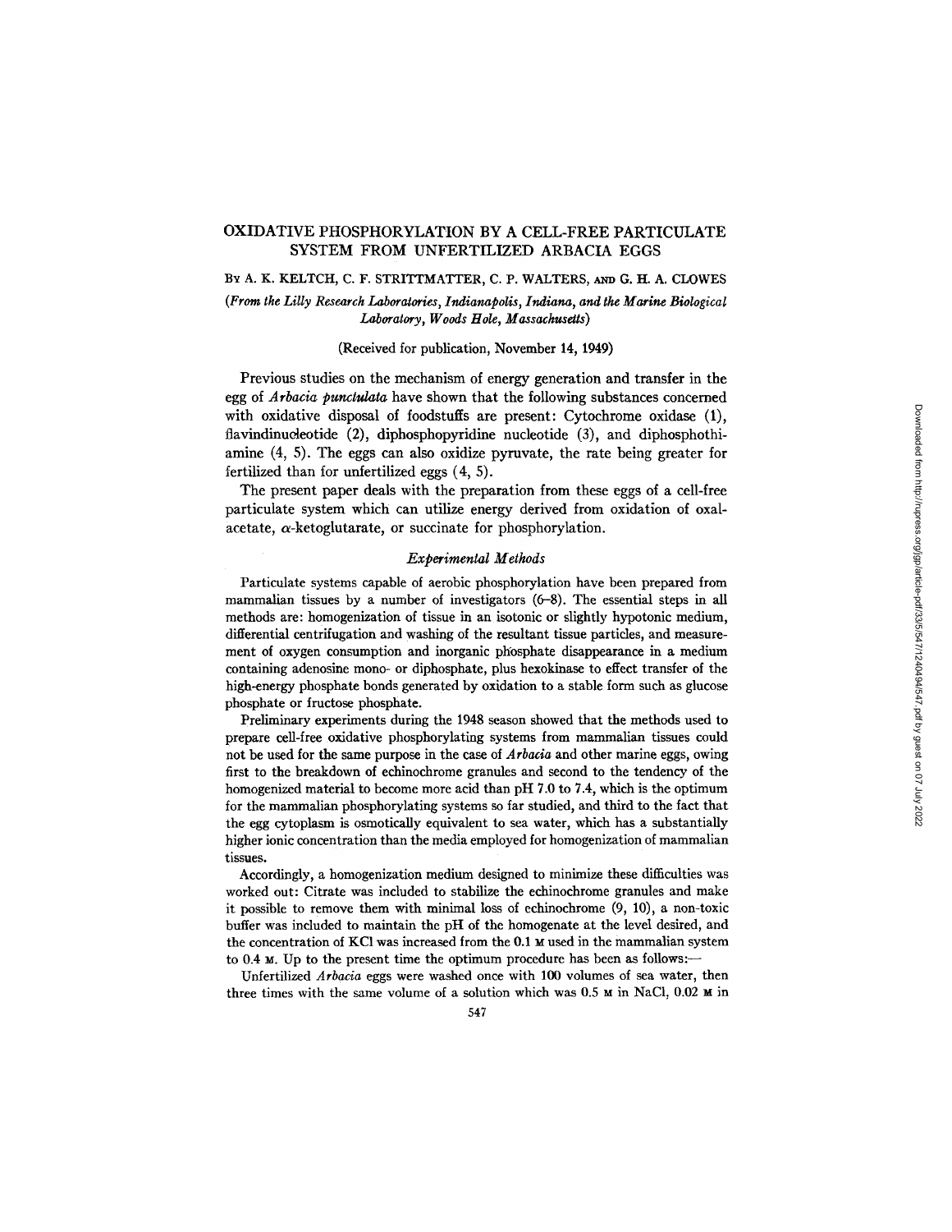# OXIDATIVE PHOSPHORYLATION BY A CELL-FREE PARTICULATE SYSTEM FROM UNFERTILIZED ARBACIA EGGS

BY A. K. KELTCH, C. F. STRITTMATTER, C. P. WALTERS, AND G. H. A. CLOWES

*(From the Lilly Research Laboratories, Indianapolis, Indiana, and the Marine Biological Laboratory, Woods Hole, Massachusetts)*

(Received for publication, November 14, 1949)

Previous studies on the mechanism of energy generation and transfer in the egg of *Arbacia punctulata* have shown that the following substances concerned with oxidative disposal of foodstuffs are present: Cytochrome oxidase (1), flavindinucleotide (2), diphosphopyridine nucleotide (3), and diphosphothiamine (4, 5). The eggs can also oxidize pyruvate, the rate being greater for fertilized than for unfertilized eggs (4, 5).

The present paper deals with the preparation from these eggs of a cell-free particulate system which can utilize energy derived from oxidation of oxalacetate, $\alpha$-ketoglutarate, or succinate for phosphorylation.

## *Experimental Methods*

Particulate systems capable of aerobic phosphorylation have been prepared from mammalian tissues by a number of investigators (6–8). The essential steps in all methods are: homogenization of tissue in an isotonic or slightly hypotonic medium, differential centrifugation and washing of the resultant tissue particles, and measurement of oxygen consumption and inorganic phosphate disappearance in a medium containing adenosine mono- or diphosphate, plus hexokinase to effect transfer of the high-energy phosphate bonds generated by oxidation to a stable form such as glucose phosphate or fructose phosphate.

Preliminary experiments during the 1948 season showed that the methods used to prepare cell-free oxidative phosphorylating systems from mammalian tissues could not be used for the same purpose in the case of *Arbacia* and other marine eggs, owing first to the breakdown of echinochrome granules and second to the tendency of the homogenized material to become more acid than pH 7.0 to 7.4, which is the optimum for the mammalian phosphorylating systems so far studied, and third to the fact that the egg cytoplasm is osmotically equivalent to sea water, which has a substantially higher ionic concentration than the media employed for homogenization of mammalian tissues.

Accordingly, a homogenization medium designed to minimize these difficulties was worked out: Citrate was included to stabilize the echinochrome granules and make it possible to remove them with minimal loss of echinochrome (9, 10), a non-toxic buffer was included to maintain the pH of the homogenate at the level desired, and the concentration of KCl was increased from the 0.1 M used in the mammalian system to 0.4 M. Up to the present time the optimum procedure has been as follows:—

Unfertilized *Arbacia* eggs were washed once with 100 volumes of sea water, then three times with the same volume of a solution which was 0.5 M in NaCl, 0.02 M in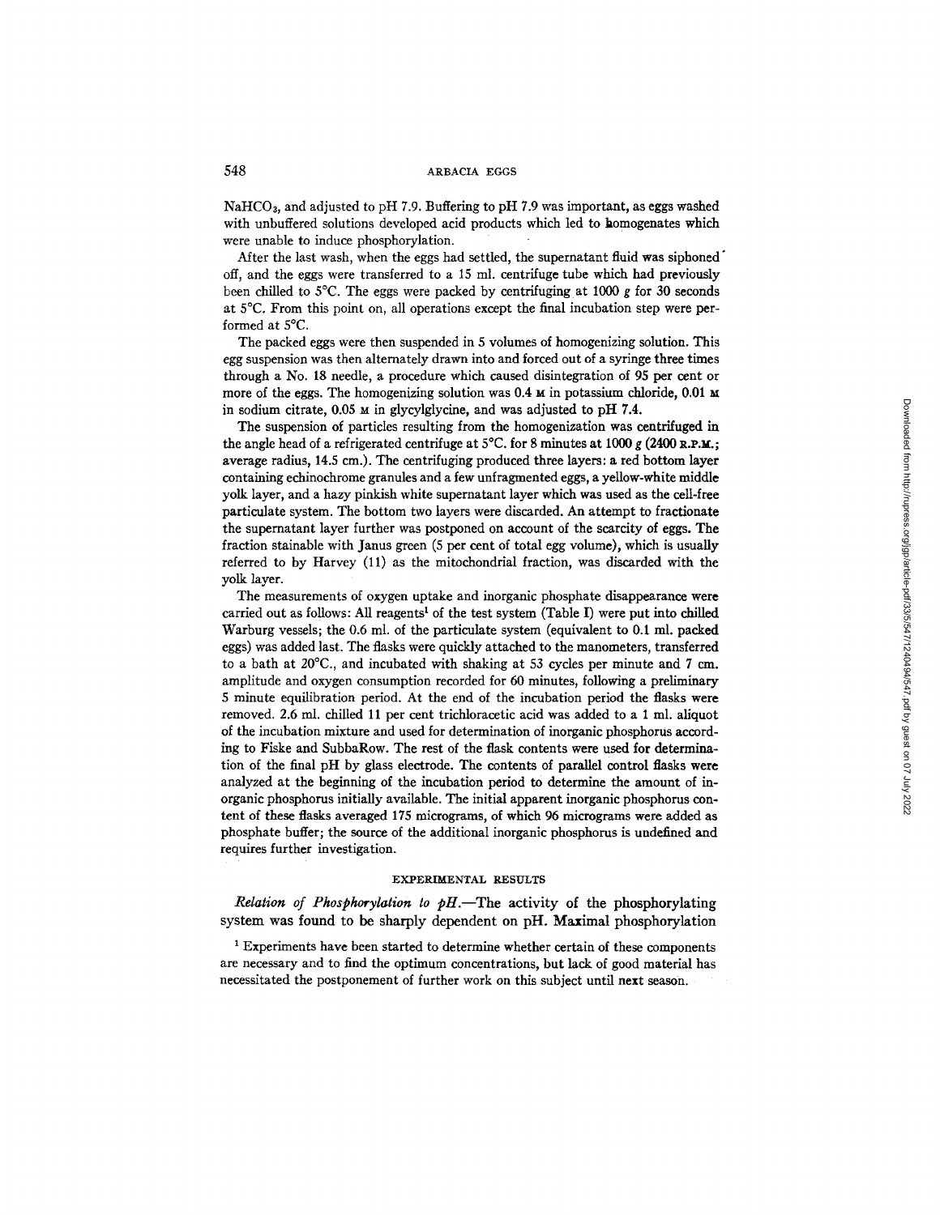$NaHCO_3$, and adjusted to pH 7.9. Buffering to pH 7.9 was important, as eggs washed with unbuffered solutions developed acid products which led to homogenates which were unable to induce phosphorylation.

After the last wash, when the eggs had settled, the supernatant fluid was siphoned off, and the eggs were transferred to a 15 ml. centrifuge tube which had previously been chilled to 5°C. The eggs were packed by centrifuging at 1000 *g* for 30 seconds at 5°C. From this point on, all operations except the final incubation step were performed at 5°C.

The packed eggs were then suspended in 5 volumes of homogenizing solution. This egg suspension was then alternately drawn into and forced out of a syringe three times through a No. 18 needle, a procedure which caused disintegration of 95 per cent or more of the eggs. The homogenizing solution was 0.4 M in potassium chloride, 0.01 M in sodium citrate, 0.05 M in glycylglycine, and was adjusted to pH 7.4.

The suspension of particles resulting from the homogenization was centrifuged in the angle head of a refrigerated centrifuge at 5°C. for 8 minutes at 1000 *g* (2400 R.P.M.; average radius, 14.5 cm.). The centrifuging produced three layers: a red bottom layer containing echinochrome granules and a few unfragmented eggs, a yellow-white middle yolk layer, and a hazy pinkish white supernatant layer which was used as the cell-free particulate system. The bottom two layers were discarded. An attempt to fractionate the supernatant layer further was postponed on account of the scarcity of eggs. The fraction stainable with Janus green (5 per cent of total egg volume), which is usually referred to by Harvey (11) as the mitochondrial fraction, was discarded with the yolk layer.

The measurements of oxygen uptake and inorganic phosphate disappearance were carried out as follows: All reagents[1] of the test system (Table I) were put into chilled Warburg vessels; the 0.6 ml. of the particulate system (equivalent to 0.1 ml. packed eggs) was added last. The flasks were quickly attached to the manometers, transferred to a bath at 20°C., and incubated with shaking at 53 cycles per minute and 7 cm. amplitude and oxygen consumption recorded for 60 minutes, following a preliminary 5 minute equilibration period. At the end of the incubation period the flasks were removed. 2.6 ml. chilled 11 per cent trichloracetic acid was added to a 1 ml. aliquot of the incubation mixture and used for determination of inorganic phosphorus according to Fiske and SubbaRow. The rest of the flask contents were used for determination of the final pH by glass electrode. The contents of parallel control flasks were analyzed at the beginning of the incubation period to determine the amount of inorganic phosphorus initially available. The initial apparent inorganic phosphorus content of these flasks averaged 175 micrograms, of which 96 micrograms were added as phosphate buffer; the source of the additional inorganic phosphorus is undefined and requires further investigation.

## EXPERIMENTAL RESULTS

*Relation of Phosphorylation to pH.*—The activity of the phosphorylating system was found to be sharply dependent on pH. Maximal phosphorylation

[1] Experiments have been started to determine whether certain of these components are necessary and to find the optimum concentrations, but lack of good material has necessitated the postponement of further work on this subject until next season.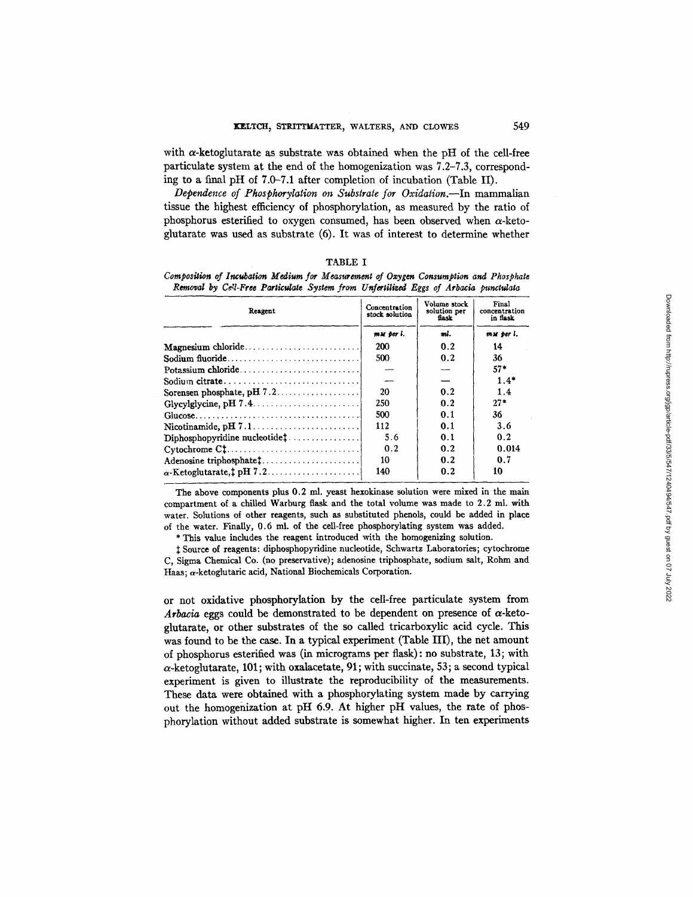with α-ketoglutarate as substrate was obtained when the pH of the cell-free particulate system at the end of the homogenization was 7.2–7.3, corresponding to a final pH of 7.0–7.1 after completion of incubation (Table II).

*Dependence of Phosphorylation on Substrate for Oxidation.*—In mammalian tissue the highest efficiency of phosphorylation, as measured by the ratio of phosphorus esterified to oxygen consumed, has been observed when α-ketoglutarate was used as substrate (6). It was of interest to determine whether

TABLE I

*Composition of Incubation Medium for Measurement of Oxygen Consumption and Phosphate Removal by Cell-Free Particulate System from Unfertilized Eggs of Arbacia punctulata*

| Reagent | Concentration stock solution | Volume stock solution per flask | Final concentration in flask |
|---|---|---|---|
| | *mM per l.* | *ml.* | *mM per l.* |
| Magnesium chloride | 200 | 0.2 | 14 |
| Sodium fluoride | 500 | 0.2 | 36 |
| Potassium chloride | — | — | 57* |
| Sodium citrate | — | — | 1.4* |
| Sorensen phosphate, pH 7.2 | 20 | 0.2 | 1.4 |
| Glycylglycine, pH 7.4 | 250 | 0.2 | 27* |
| Glucose | 500 | 0.1 | 36 |
| Nicotinamide, pH 7.1 | 112 | 0.1 | 3.6 |
| Diphosphopyridine nucleotide‡ | 5.6 | 0.1 | 0.2 |
| Cytochrome C‡ | 0.2 | 0.2 | 0.014 |
| Adenosine triphosphate‡ | 10 | 0.2 | 0.7 |
| α-Ketoglutarate,‡ pH 7.2 | 140 | 0.2 | 10 |

The above components plus 0.2 ml. yeast hexokinase solution were mixed in the main compartment of a chilled Warburg flask and the total volume was made to 2.2 ml. with water. Solutions of other reagents, such as substituted phenols, could be added in place of the water. Finally, 0.6 ml. of the cell-free phosphorylating system was added.

\* This value includes the reagent introduced with the homogenizing solution.

‡ Source of reagents: diphosphopyridine nucleotide, Schwartz Laboratories; cytochrome C, Sigma Chemical Co. (no preservative); adenosine triphosphate, sodium salt, Rohm and Haas; α-ketoglutaric acid, National Biochemicals Corporation.

or not oxidative phosphorylation by the cell-free particulate system from *Arbacia* eggs could be demonstrated to be dependent on presence of α-ketoglutarate, or other substrates of the so called tricarboxylic acid cycle. This was found to be the case. In a typical experiment (Table III), the net amount of phosphorus esterified was (in micrograms per flask): no substrate, 13; with α-ketoglutarate, 101; with oxalacetate, 91; with succinate, 53; a second typical experiment is given to illustrate the reproducibility of the measurements. These data were obtained with a phosphorylating system made by carrying out the homogenization at pH 6.9. At higher pH values, the rate of phosphorylation without added substrate is somewhat higher. In ten experiments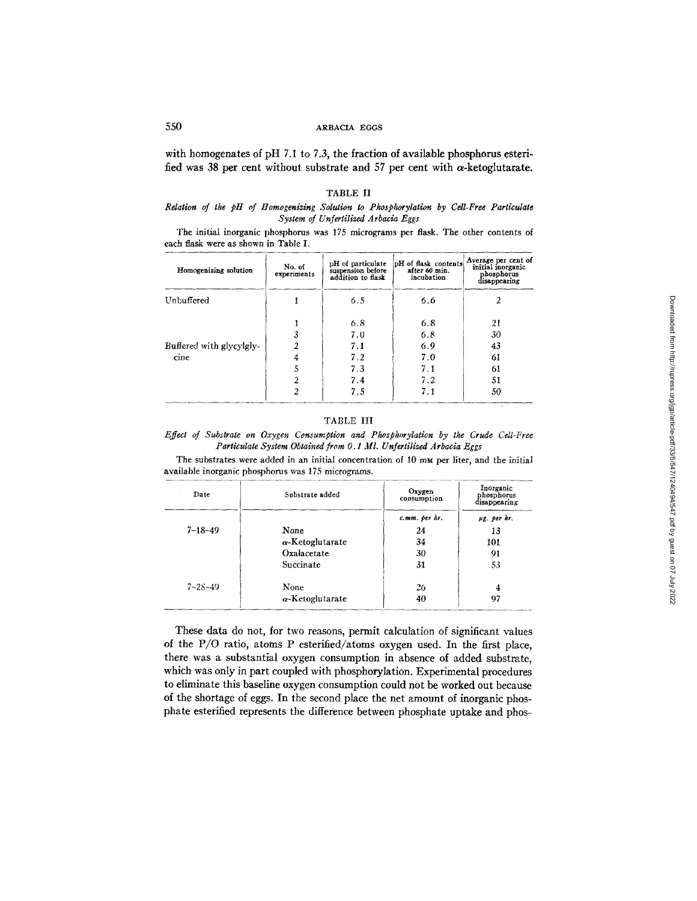with homogenates of pH 7.1 to 7.3, the fraction of available phosphorus esterified was 38 per cent without substrate and 57 per cent with α-ketoglutarate.

TABLE II

*Relation of the pH of Homogenizing Solution to Phosphorylation by Cell-Free Particulate System of Unfertilized Arbacia Eggs*

The initial inorganic phosphorus was 175 micrograms per flask. The other contents of each flask were as shown in Table I.

| Homogenizing solution | No. of experiments | pH of particulate suspension before addition to flask | pH of flask contents after 60 min. incubation | Average per cent of initial inorganic phosphorus disappearing |
|---|---|---|---|---|
| Unbuffered | 1 | 6.5 | 6.6 | 2 |
| Buffered with glycylglycine | 1 | 6.8 | 6.8 | 21 |
| | 3 | 7.0 | 6.8 | 30 |
| | 2 | 7.1 | 6.9 | 43 |
| | 4 | 7.2 | 7.0 | 61 |
| | 5 | 7.3 | 7.1 | 61 |
| | 2 | 7.4 | 7.2 | 51 |
| | 2 | 7.5 | 7.1 | 50 |

TABLE III

*Effect of Substrate on Oxygen Consumption and Phosphorylation by the Crude Cell-Free Particulate System Obtained from 0.1 Ml. Unfertilized Arbacia Eggs*

The substrates were added in an initial concentration of 10 mM per liter, and the initial available inorganic phosphorus was 175 micrograms.

| Date | Substrate added | Oxygen consumption | Inorganic phosphorus disappearing |
|---|---|---|---|
| | | *c.mm. per hr.* | *µg. per hr.* |
| 7–18–49 | None | 24 | 13 |
| | α-Ketoglutarate | 34 | 101 |
| | Oxalacetate | 30 | 91 |
| | Succinate | 31 | 53 |
| 7–28–49 | None | 26 | 4 |
| | α-Ketoglutarate | 40 | 97 |

These data do not, for two reasons, permit calculation of significant values of the P/O ratio, atoms P esterified/atoms oxygen used. In the first place, there was a substantial oxygen consumption in absence of added substrate, which was only in part coupled with phosphorylation. Experimental procedures to eliminate this baseline oxygen consumption could not be worked out because of the shortage of eggs. In the second place the net amount of inorganic phosphate esterified represents the difference between phosphate uptake and phos-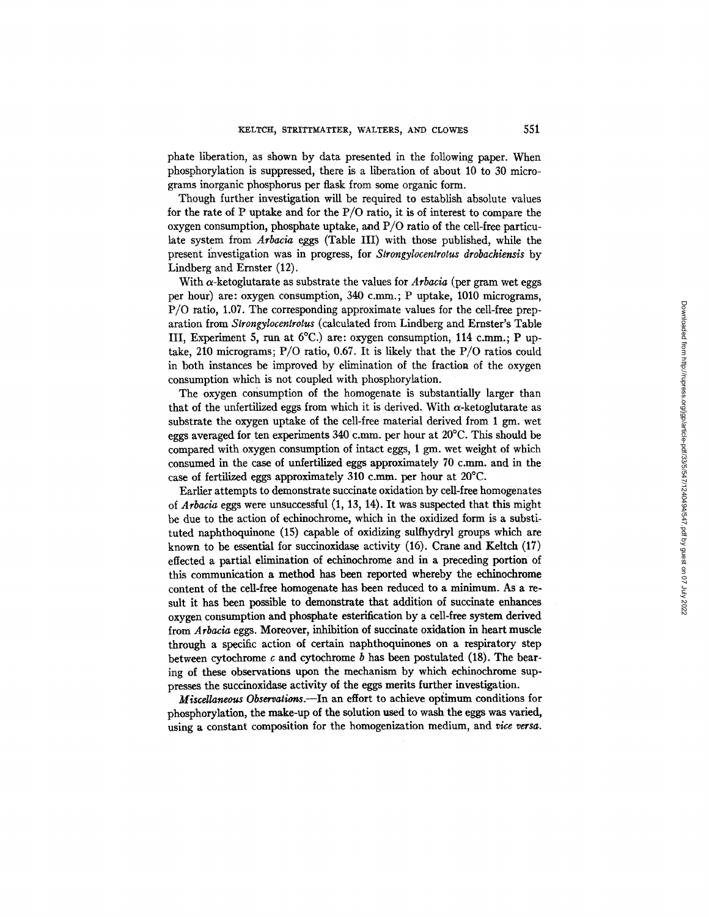phate liberation, as shown by data presented in the following paper. When phosphorylation is suppressed, there is a liberation of about 10 to 30 micrograms inorganic phosphorus per flask from some organic form.

Though further investigation will be required to establish absolute values for the rate of P uptake and for the P/O ratio, it is of interest to compare the oxygen consumption, phosphate uptake, and P/O ratio of the cell-free particulate system from *Arbacia* eggs (Table III) with those published, while the present investigation was in progress, for *Strongylocentrotus drobachiensis* by Lindberg and Ernster (12).

With $\alpha$-ketoglutarate as substrate the values for *Arbacia* (per gram wet eggs per hour) are: oxygen consumption, 340 c.mm.; P uptake, 1010 micrograms, P/O ratio, 1.07. The corresponding approximate values for the cell-free preparation from *Strongylocentrotus* (calculated from Lindberg and Ernster's Table III, Experiment 5, run at 6°C.) are: oxygen consumption, 114 c.mm.; P uptake, 210 micrograms; P/O ratio, 0.67. It is likely that the P/O ratios could in both instances be improved by elimination of the fraction of the oxygen consumption which is not coupled with phosphorylation.

The oxygen consumption of the homogenate is substantially larger than that of the unfertilized eggs from which it is derived. With $\alpha$-ketoglutarate as substrate the oxygen uptake of the cell-free material derived from 1 gm. wet eggs averaged for ten experiments 340 c.mm. per hour at 20°C. This should be compared with oxygen consumption of intact eggs, 1 gm. wet weight of which consumed in the case of unfertilized eggs approximately 70 c.mm. and in the case of fertilized eggs approximately 310 c.mm. per hour at 20°C.

Earlier attempts to demonstrate succinate oxidation by cell-free homogenates of *Arbacia* eggs were unsuccessful (1, 13, 14). It was suspected that this might be due to the action of echinochrome, which in the oxidized form is a substituted naphthoquinone (15) capable of oxidizing sulfhydryl groups which are known to be essential for succinoxidase activity (16). Crane and Keltch (17) effected a partial elimination of echinochrome and in a preceding portion of this communication a method has been reported whereby the echinochrome content of the cell-free homogenate has been reduced to a minimum. As a result it has been possible to demonstrate that addition of succinate enhances oxygen consumption and phosphate esterification by a cell-free system derived from *Arbacia* eggs. Moreover, inhibition of succinate oxidation in heart muscle through a specific action of certain naphthoquinones on a respiratory step between cytochrome *c* and cytochrome *b* has been postulated (18). The bearing of these observations upon the mechanism by which echinochrome suppresses the succinoxidase activity of the eggs merits further investigation.

*Miscellaneous Observations.*—In an effort to achieve optimum conditions for phosphorylation, the make-up of the solution used to wash the eggs was varied, using a constant composition for the homogenization medium, and *vice versa.*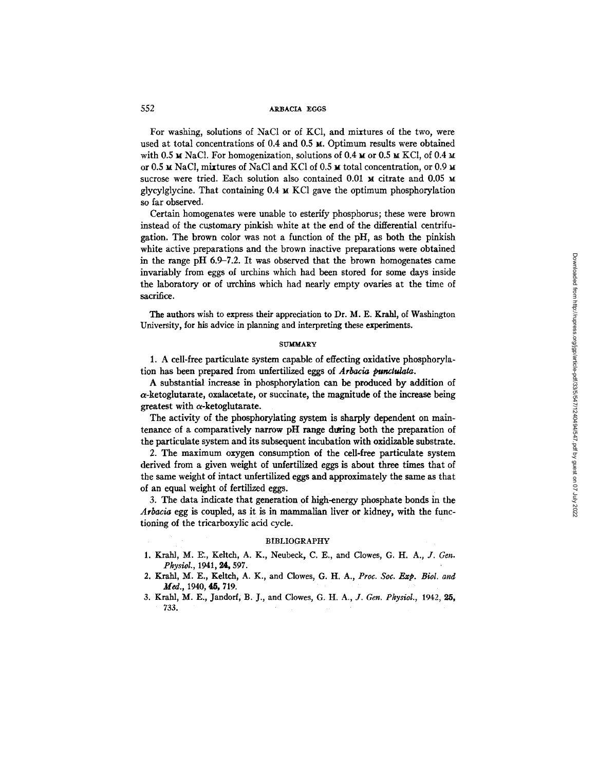For washing, solutions of NaCl or of KCl, and mixtures of the two, were used at total concentrations of 0.4 and 0.5 M. Optimum results were obtained with 0.5 M NaCl. For homogenization, solutions of 0.4 M or 0.5 M KCl, of 0.4 M or 0.5 M NaCl, mixtures of NaCl and KCl of 0.5 M total concentration, or 0.9 M sucrose were tried. Each solution also contained 0.01 M citrate and 0.05 M glycylglycine. That containing 0.4 M KCl gave the optimum phosphorylation so far observed.

Certain homogenates were unable to esterify phosphorus; these were brown instead of the customary pinkish white at the end of the differential centrifugation. The brown color was not a function of the pH, as both the pinkish white active preparations and the brown inactive preparations were obtained in the range pH 6.9–7.2. It was observed that the brown homogenates came invariably from eggs of urchins which had been stored for some days inside the laboratory or of urchins which had nearly empty ovaries at the time of sacrifice.

The authors wish to express their appreciation to Dr. M. E. Krahl, of Washington University, for his advice in planning and interpreting these experiments.

## SUMMARY

1. A cell-free particulate system capable of effecting oxidative phosphorylation has been prepared from unfertilized eggs of *Arbacia punctulata*.

A substantial increase in phosphorylation can be produced by addition of $\alpha$-ketoglutarate, oxalacetate, or succinate, the magnitude of the increase being greatest with $\alpha$-ketoglutarate.

The activity of the phosphorylating system is sharply dependent on maintenance of a comparatively narrow pH range during both the preparation of the particulate system and its subsequent incubation with oxidizable substrate.

2. The maximum oxygen consumption of the cell-free particulate system derived from a given weight of unfertilized eggs is about three times that of the same weight of intact unfertilized eggs and approximately the same as that of an equal weight of fertilized eggs.

3. The data indicate that generation of high-energy phosphate bonds in the *Arbacia* egg is coupled, as it is in mammalian liver or kidney, with the functioning of the tricarboxylic acid cycle.

## BIBLIOGRAPHY

1. Krahl, M. E., Keltch, A. K., Neubeck, C. E., and Clowes, G. H. A., *J. Gen. Physiol.*, 1941, **24**, 597.
2. Krahl, M. E., Keltch, A. K., and Clowes, G. H. A., *Proc. Soc. Exp. Biol. and Med.*, 1940, **45**, 719.
3. Krahl, M. E., Jandorf, B. J., and Clowes, G. H. A., *J. Gen. Physiol.*, 1942, **25**, 733.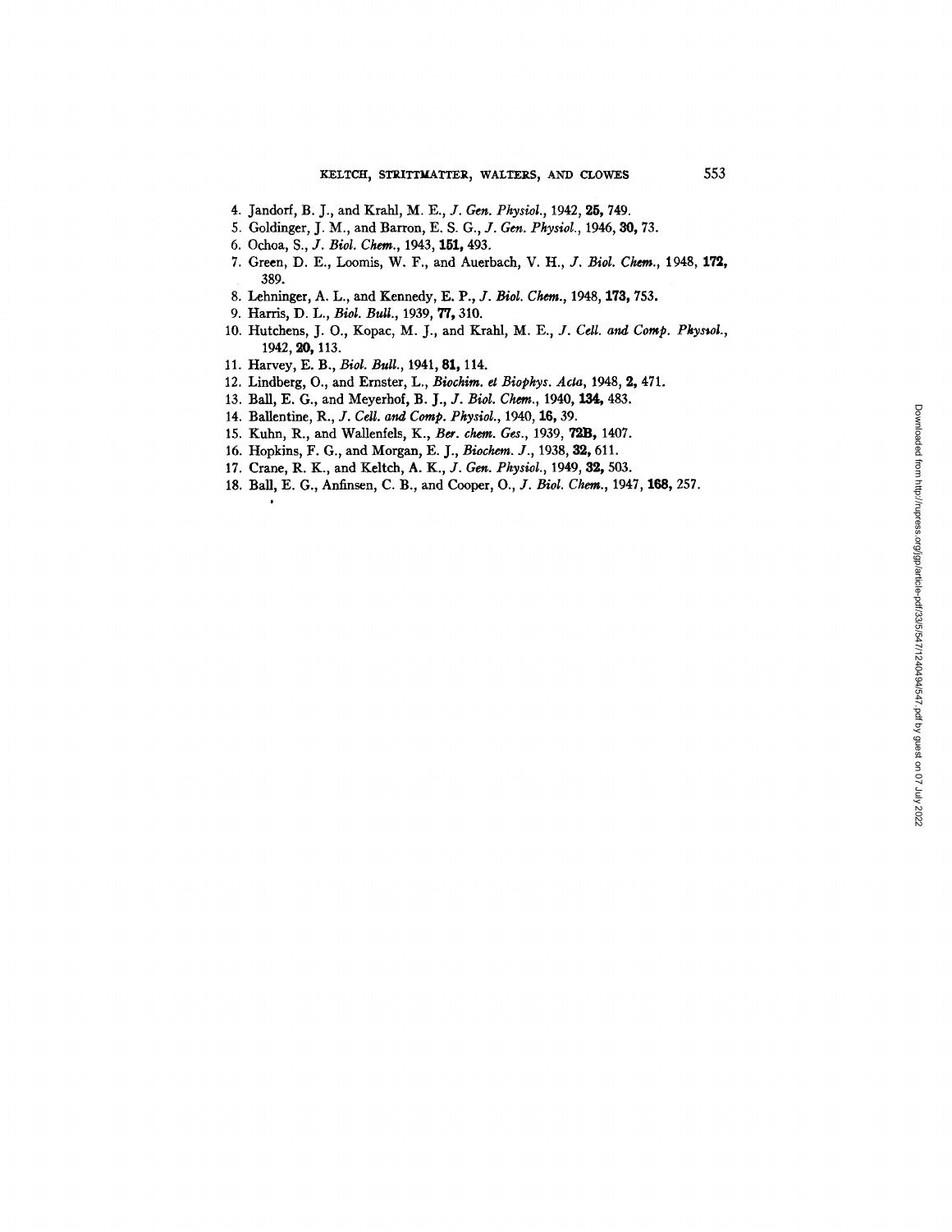4. Jandorf, B. J., and Krahl, M. E., *J. Gen. Physiol.*, 1942, **25,** 749.
5. Goldinger, J. M., and Barron, E. S. G., *J. Gen. Physiol.*, 1946, **30,** 73.
6. Ochoa, S., *J. Biol. Chem.*, 1943, **151,** 493.
7. Green, D. E., Loomis, W. F., and Auerbach, V. H., *J. Biol. Chem.*, 1948, **172,** 389.
8. Lehninger, A. L., and Kennedy, E. P., *J. Biol. Chem.*, 1948, **173,** 753.
9. Harris, D. L., *Biol. Bull.*, 1939, **77,** 310.
10. Hutchens, J. O., Kopac, M. J., and Krahl, M. E., *J. Cell. and Comp. Physiol.*, 1942, **20,** 113.
11. Harvey, E. B., *Biol. Bull.*, 1941, **81,** 114.
12. Lindberg, O., and Ernster, L., *Biochim. et Biophys. Acta*, 1948, **2,** 471.
13. Ball, E. G., and Meyerhof, B. J., *J. Biol. Chem.*, 1940, **134,** 483.
14. Ballentine, R., *J. Cell. and Comp. Physiol.*, 1940, **16,** 39.
15. Kuhn, R., and Wallenfels, K., *Ber. chem. Ges.*, 1939, **72B,** 1407.
16. Hopkins, F. G., and Morgan, E. J., *Biochem. J.*, 1938, **32,** 611.
17. Crane, R. K., and Keltch, A. K., *J. Gen. Physiol.*, 1949, **32,** 503.
18. Ball, E. G., Anfinsen, C. B., and Cooper, O., *J. Biol. Chem.*, 1947, **168,** 257.